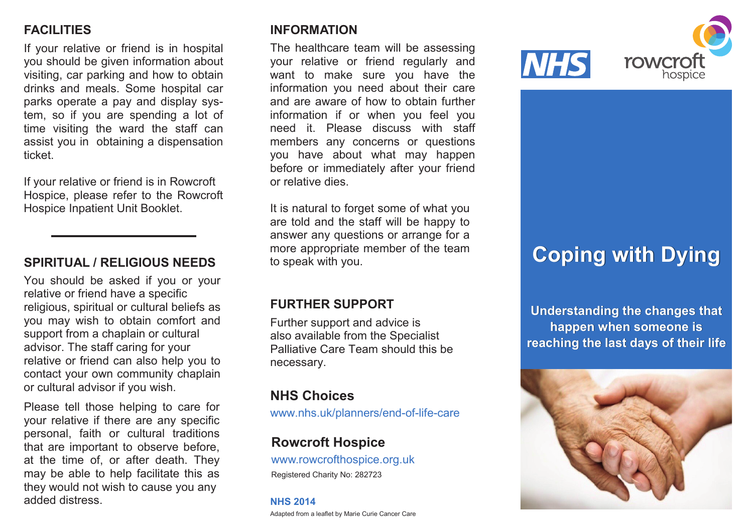## FACILITIES

If your relative or friend is in hospital you should be given information about visiting, car parking and how to obtain drinks and meals. Some hospital car parks operate a pay and display system, so if you are spending a lot of time visiting the ward the staff can assist you in obtaining a dispensation ticket.

If your relative or friend is in Rowcroft Hospice, please refer to the Rowcroft Hospice Inpatient Unit Booklet.

---

## SPIRITUAL / RELIGIOUS NEEDS

You should be asked if you or your relative or friend have a specific religious, spiritual or cultural beliefs as you may wish to obtain comfort and support from a chaplain or cultural advisor. The staff caring for your relative or friend can also help you to contact your own community chaplain or cultural advisor if you wish.

Please tell those helping to care for your relative if there are any specific personal, faith or cultural traditions that are important to observe before, at the time of, or after death. They may be able to help facilitate this as they would not wish to cause you any added distress.

## INFORMATION

The healthcare team will be assessing your relative or friend regularly and want to make sure you have the information you need about their care and are aware of how to obtain further information if or when you feel you need it. Please discuss with staff members any concerns or questions you have about what may happen before or immediately after your friend or relative dies.

It is natural to forget some of what you are told and the staff will be happy to answer any questions or arrange for a more appropriate member of the team to speak with you.

## FURTHER SUPPORT

Further support and advice is also available from the Specialist Palliative Care Team should this be necessary.

### NHS Choices

www.nhs.uk/planners/end-of-life-care

### Rowcroft Hospice

www.rowcrofthospice.org.uk

Registered Charity No: 282723

**NHS 2014**

Adapted from a leaflet by Marie Curie Cancer Care

NHS

rowcroft hospice

# Coping with Dying

**Understanding the changes that happen when someone is reaching the last days of their life**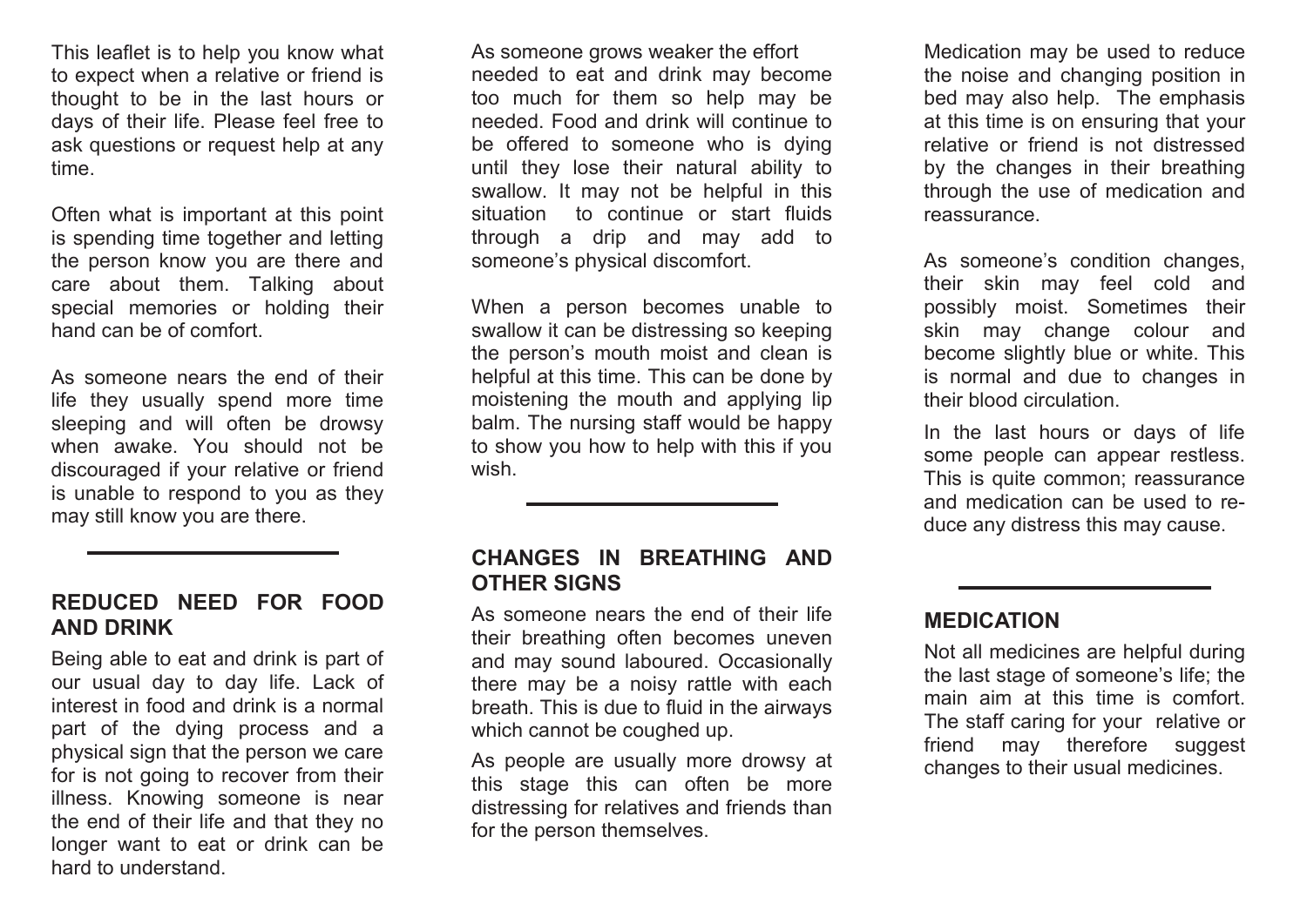This leaflet is to help you know what to expect when a relative or friend is thought to be in the last hours or days of their life. Please feel free to ask questions or request help at any time.

Often what is important at this point is spending time together and letting the person know you are there and care about them. Talking about special memories or holding their hand can be of comfort.

As someone nears the end of their life they usually spend more time sleeping and will often be drowsy when awake. You should not be discouraged if your relative or friend is unable to respond to you as they may still know you are there.

## REDUCED NEED FOR FOOD AND DRINK

Being able to eat and drink is part of our usual day to day life. Lack of interest in food and drink is a normal part of the dying process and a physical sign that the person we care for is not going to recover from their illness. Knowing someone is near the end of their life and that they no longer want to eat or drink can be hard to understand.

As someone grows weaker the effort needed to eat and drink may become too much for them so help may be needed. Food and drink will continue to be offered to someone who is dying until they lose their natural ability to swallow. It may not be helpful in this situation to continue or start fluids through a drip and may add to someone's physical discomfort.

When a person becomes unable to swallow it can be distressing so keeping the person's mouth moist and clean is helpful at this time. This can be done by moistening the mouth and applying lip balm. The nursing staff would be happy to show you how to help with this if you wish.

## CHANGES IN BREATHING AND OTHER SIGNS

As someone nears the end of their life their breathing often becomes uneven and may sound laboured. Occasionally there may be a noisy rattle with each breath. This is due to fluid in the airways which cannot be coughed up.

As people are usually more drowsy at this stage this can often be more distressing for relatives and friends than for the person themselves.

Medication may be used to reduce the noise and changing position in bed may also help. The emphasis at this time is on ensuring that your relative or friend is not distressed by the changes in their breathing through the use of medication and reassurance.

As someone's condition changes, their skin may feel cold and possibly moist. Sometimes their skin may change colour and become slightly blue or white. This is normal and due to changes in their blood circulation.

In the last hours or days of life some people can appear restless. This is quite common; reassurance and medication can be used to reduce any distress this may cause.

## MEDICATION

Not all medicines are helpful during the last stage of someone's life; the main aim at this time is comfort. The staff caring for your relative or friend may therefore suggest changes to their usual medicines.